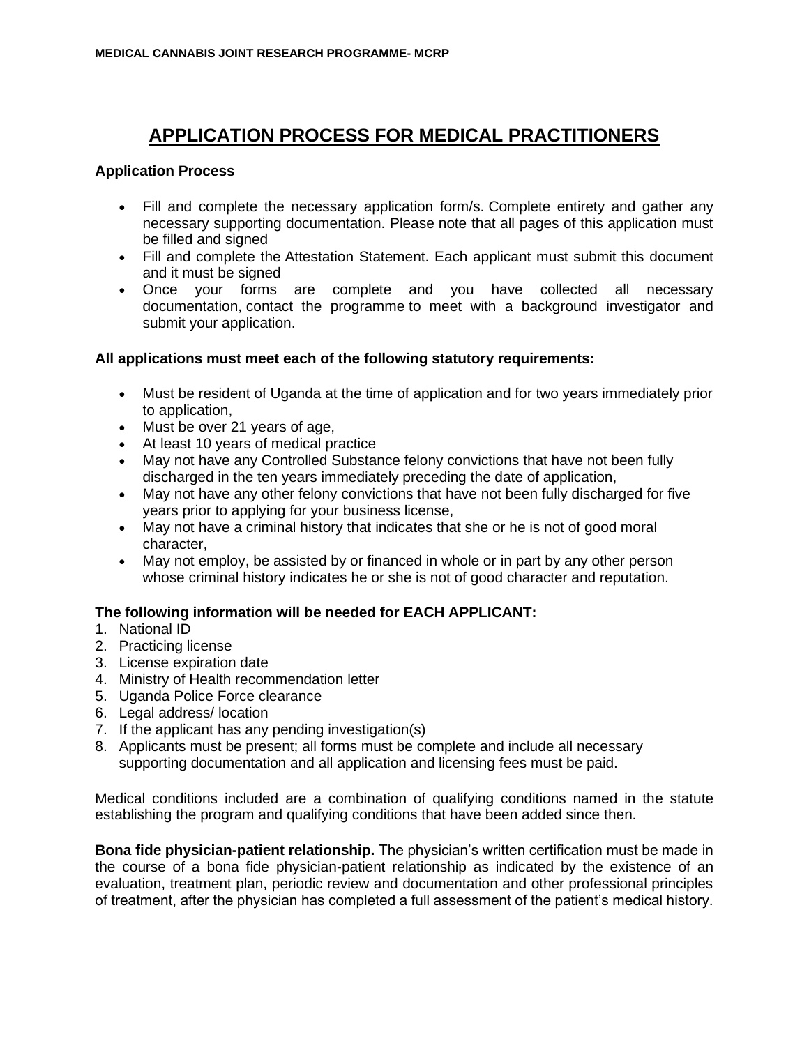# APPLICATION PROCESS FOR MEDICAL PRACTITIONERS

**Application Process**

- Fill and complete the necessary application form/s. Complete entirety and gather any necessary supporting documentation. Please note that all pages of this application must be filled and signed
- Fill and complete the Attestation Statement. Each applicant must submit this document and it must be signed
- Once your forms are complete and you have collected all necessary documentation, contact the programme to meet with a background investigator and submit your application.

**All applications must meet each of the following statutory requirements:**

- Must be resident of Uganda at the time of application and for two years immediately prior to application,
- Must be over 21 years of age,
- At least 10 years of medical practice
- May not have any Controlled Substance felony convictions that have not been fully discharged in the ten years immediately preceding the date of application,
- May not have any other felony convictions that have not been fully discharged for five years prior to applying for your business license,
- May not have a criminal history that indicates that she or he is not of good moral character,
- May not employ, be assisted by or financed in whole or in part by any other person whose criminal history indicates he or she is not of good character and reputation.

**The following information will be needed for EACH APPLICANT:**

1. National ID
2. Practicing license
3. License expiration date
4. Ministry of Health recommendation letter
5. Uganda Police Force clearance
6. Legal address/ location
7. If the applicant has any pending investigation(s)
8. Applicants must be present; all forms must be complete and include all necessary supporting documentation and all application and licensing fees must be paid.

Medical conditions included are a combination of qualifying conditions named in the statute establishing the program and qualifying conditions that have been added since then.

**Bona fide physician-patient relationship.** The physician's written certification must be made in the course of a bona fide physician-patient relationship as indicated by the existence of an evaluation, treatment plan, periodic review and documentation and other professional principles of treatment, after the physician has completed a full assessment of the patient's medical history.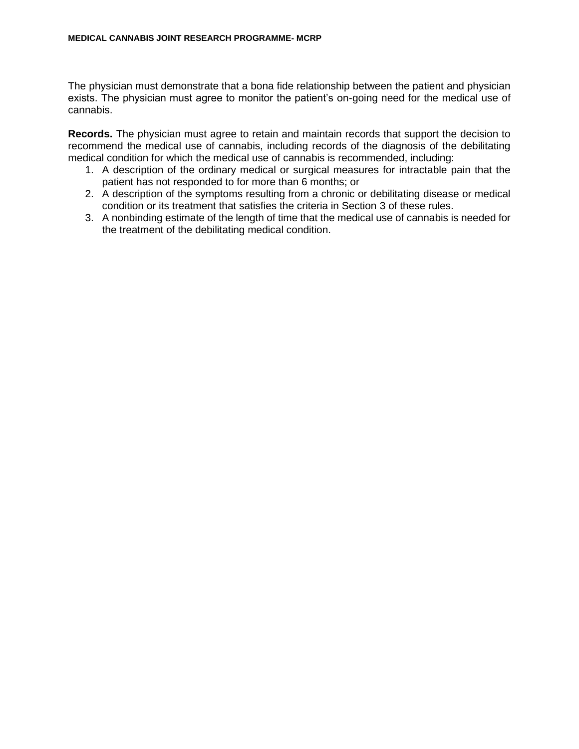The physician must demonstrate that a bona fide relationship between the patient and physician exists. The physician must agree to monitor the patient's on-going need for the medical use of cannabis.

**Records.** The physician must agree to retain and maintain records that support the decision to recommend the medical use of cannabis, including records of the diagnosis of the debilitating medical condition for which the medical use of cannabis is recommended, including:

1. A description of the ordinary medical or surgical measures for intractable pain that the patient has not responded to for more than 6 months; or
2. A description of the symptoms resulting from a chronic or debilitating disease or medical condition or its treatment that satisfies the criteria in Section 3 of these rules.
3. A nonbinding estimate of the length of time that the medical use of cannabis is needed for the treatment of the debilitating medical condition.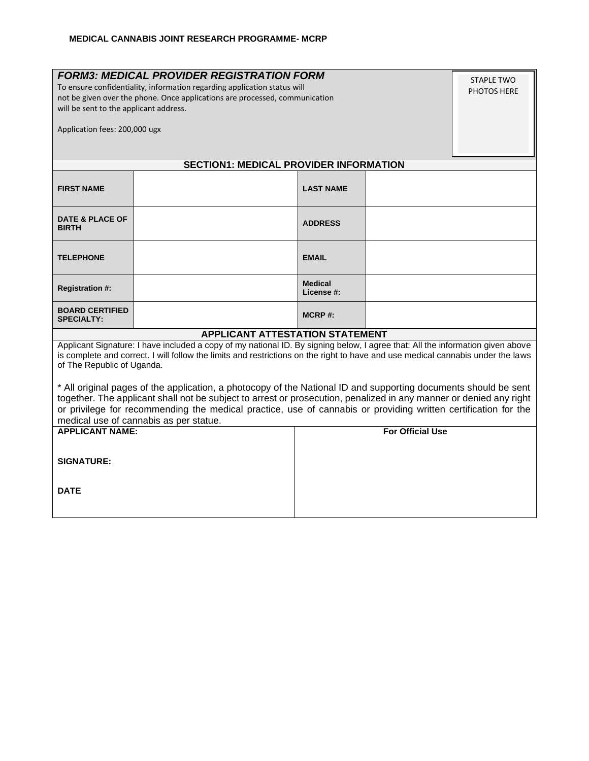**MEDICAL CANNABIS JOINT RESEARCH PROGRAMME- MCRP**

## *FORM3: MEDICAL PROVIDER REGISTRATION FORM*

To ensure confidentiality, information regarding application status will not be given over the phone. Once applications are processed, communication will be sent to the applicant address.

Application fees: 200,000 ugx

STAPLE TWO PHOTOS HERE

### SECTION1: MEDICAL PROVIDER INFORMATION

| | | | |
|---|---|---|---|
| **FIRST NAME** | | **LAST NAME** | |
| **DATE & PLACE OF BIRTH** | | **ADDRESS** | |
| **TELEPHONE** | | **EMAIL** | |
| **Registration #:** | | **Medical License #:** | |
| **BOARD CERTIFIED SPECIALTY:** | | **MCRP #:** | |

### APPLICANT ATTESTATION STATEMENT

Applicant Signature: I have included a copy of my national ID. By signing below, I agree that: All the information given above is complete and correct. I will follow the limits and restrictions on the right to have and use medical cannabis under the laws of The Republic of Uganda.

* All original pages of the application, a photocopy of the National ID and supporting documents should be sent together. The applicant shall not be subject to arrest or prosecution, penalized in any manner or denied any right or privilege for recommending the medical practice, use of cannabis or providing written certification for the medical use of cannabis as per statue.

| | |
|---|---|
| **APPLICANT NAME:** | **For Official Use** |
| **SIGNATURE:** | |
| **DATE** | |